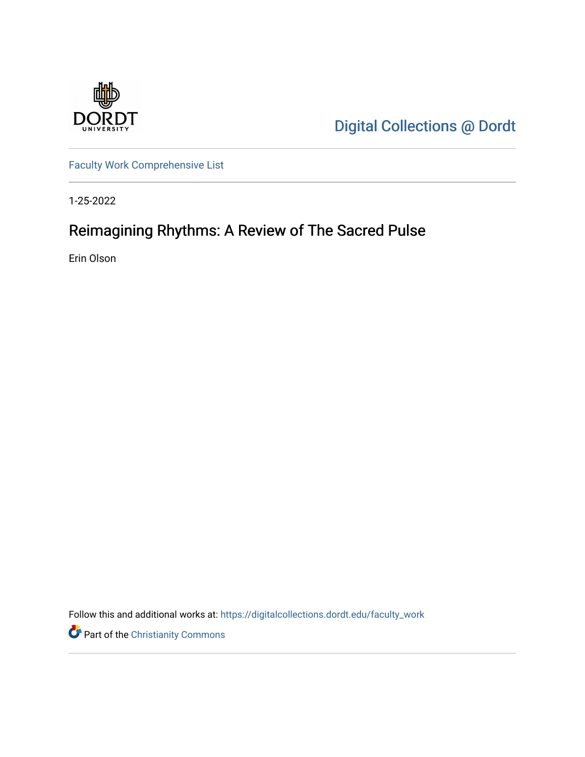Digital Collections @ Dordt

Faculty Work Comprehensive List

1-25-2022

# Reimagining Rhythms: A Review of The Sacred Pulse

Erin Olson

Follow this and additional works at: https://digitalcollections.dordt.edu/faculty_work

Part of the Christianity Commons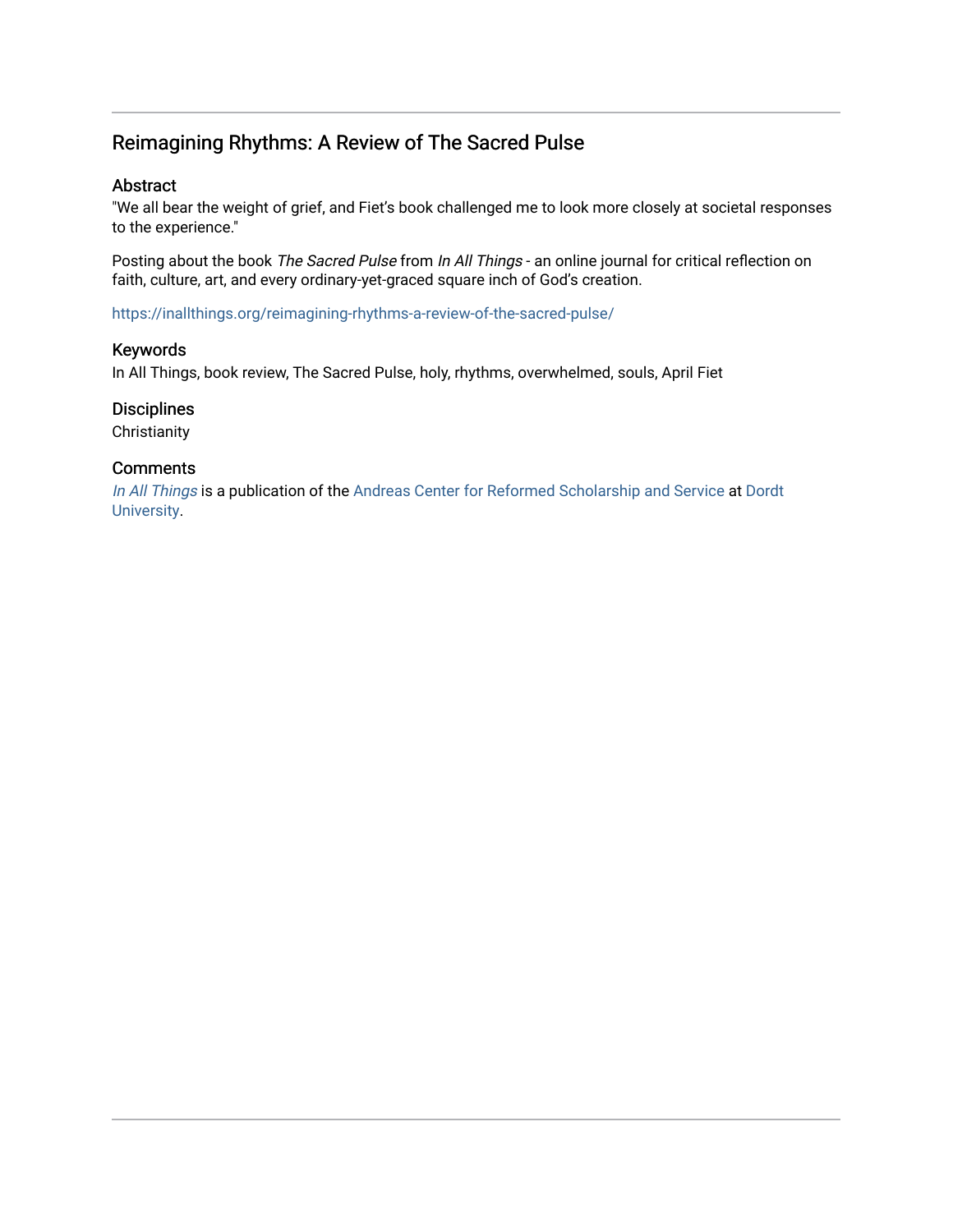## Reimagining Rhythms: A Review of The Sacred Pulse

### Abstract

"We all bear the weight of grief, and Fiet's book challenged me to look more closely at societal responses to the experience."

Posting about the book *The Sacred Pulse* from *In All Things* - an online journal for critical reflection on faith, culture, art, and every ordinary-yet-graced square inch of God's creation.

https://inallthings.org/reimagining-rhythms-a-review-of-the-sacred-pulse/

### Keywords

In All Things, book review, The Sacred Pulse, holy, rhythms, overwhelmed, souls, April Fiet

### Disciplines

Christianity

### Comments

*In All Things* is a publication of the Andreas Center for Reformed Scholarship and Service at Dordt University.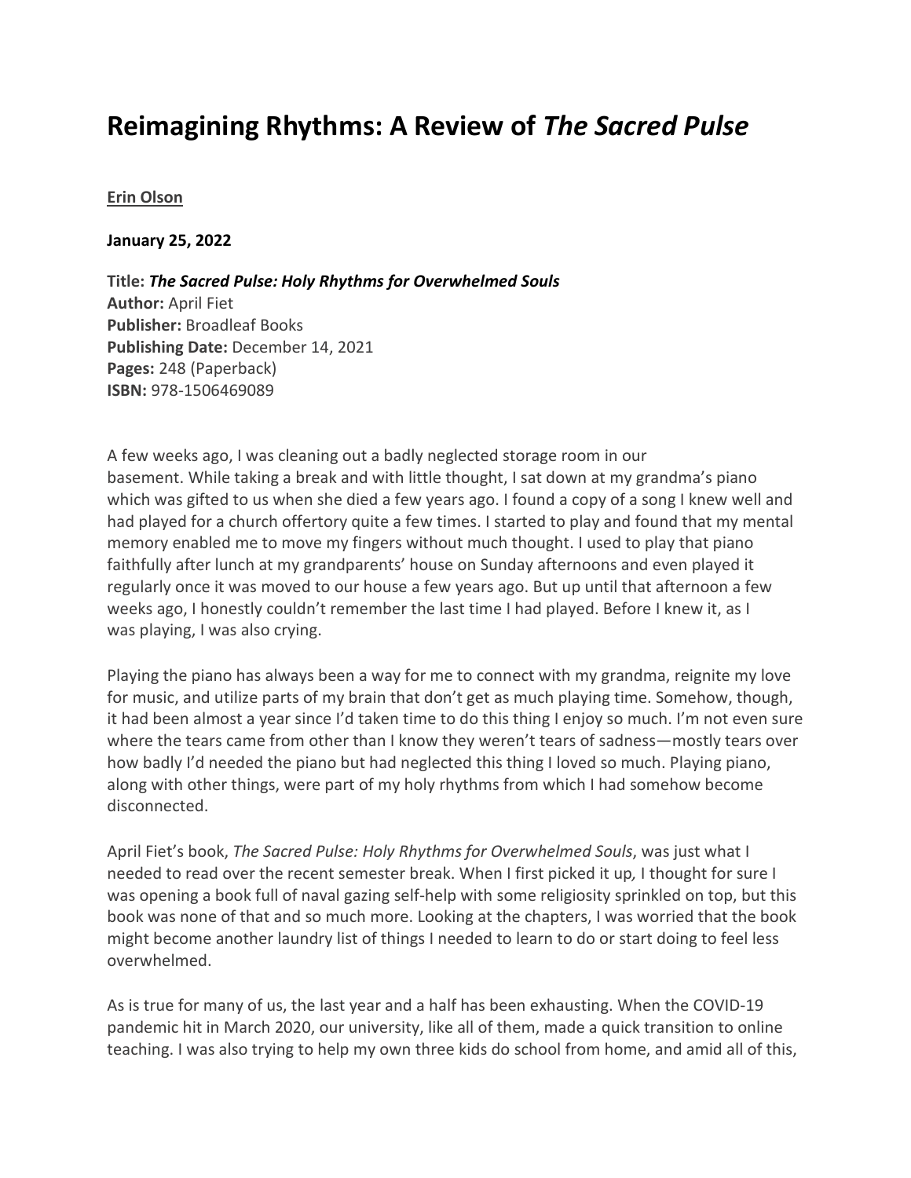# Reimagining Rhythms: A Review of *The Sacred Pulse*

**Erin Olson**

**January 25, 2022**

**Title:** ***The Sacred Pulse: Holy Rhythms for Overwhelmed Souls***
**Author:** April Fiet
**Publisher:** Broadleaf Books
**Publishing Date:** December 14, 2021
**Pages:** 248 (Paperback)
**ISBN:** 978-1506469089

A few weeks ago, I was cleaning out a badly neglected storage room in our basement. While taking a break and with little thought, I sat down at my grandma's piano which was gifted to us when she died a few years ago. I found a copy of a song I knew well and had played for a church offertory quite a few times. I started to play and found that my mental memory enabled me to move my fingers without much thought. I used to play that piano faithfully after lunch at my grandparents' house on Sunday afternoons and even played it regularly once it was moved to our house a few years ago. But up until that afternoon a few weeks ago, I honestly couldn't remember the last time I had played. Before I knew it, as I was playing, I was also crying.

Playing the piano has always been a way for me to connect with my grandma, reignite my love for music, and utilize parts of my brain that don't get as much playing time. Somehow, though, it had been almost a year since I'd taken time to do this thing I enjoy so much. I'm not even sure where the tears came from other than I know they weren't tears of sadness—mostly tears over how badly I'd needed the piano but had neglected this thing I loved so much. Playing piano, along with other things, were part of my holy rhythms from which I had somehow become disconnected.

April Fiet's book, *The Sacred Pulse: Holy Rhythms for Overwhelmed Souls*, was just what I needed to read over the recent semester break. When I first picked it up, I thought for sure I was opening a book full of naval gazing self-help with some religiosity sprinkled on top, but this book was none of that and so much more. Looking at the chapters, I was worried that the book might become another laundry list of things I needed to learn to do or start doing to feel less overwhelmed.

As is true for many of us, the last year and a half has been exhausting. When the COVID-19 pandemic hit in March 2020, our university, like all of them, made a quick transition to online teaching. I was also trying to help my own three kids do school from home, and amid all of this,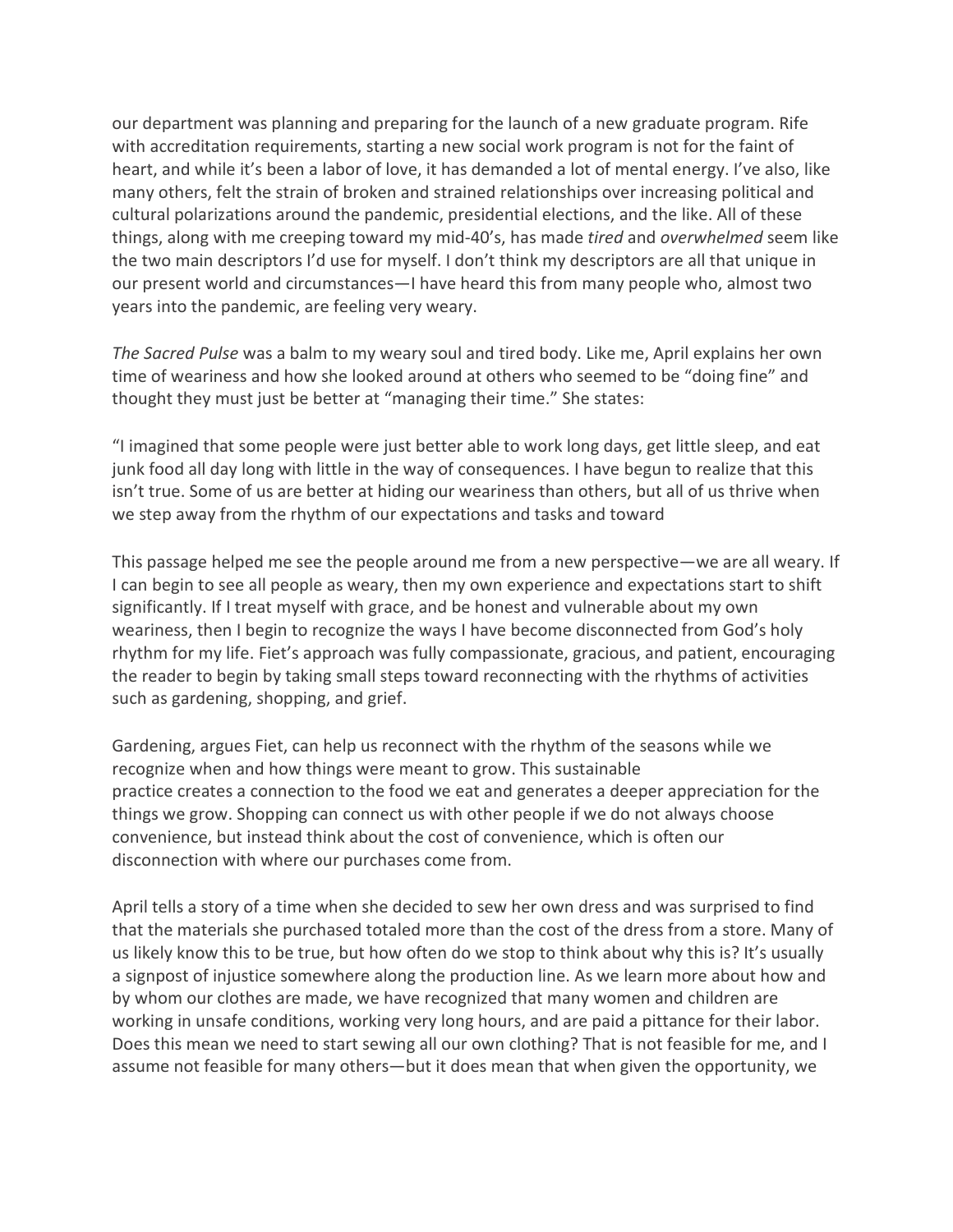our department was planning and preparing for the launch of a new graduate program. Rife with accreditation requirements, starting a new social work program is not for the faint of heart, and while it's been a labor of love, it has demanded a lot of mental energy. I've also, like many others, felt the strain of broken and strained relationships over increasing political and cultural polarizations around the pandemic, presidential elections, and the like. All of these things, along with me creeping toward my mid-40's, has made *tired* and *overwhelmed* seem like the two main descriptors I'd use for myself. I don't think my descriptors are all that unique in our present world and circumstances—I have heard this from many people who, almost two years into the pandemic, are feeling very weary.

*The Sacred Pulse* was a balm to my weary soul and tired body. Like me, April explains her own time of weariness and how she looked around at others who seemed to be "doing fine" and thought they must just be better at "managing their time." She states:

"I imagined that some people were just better able to work long days, get little sleep, and eat junk food all day long with little in the way of consequences. I have begun to realize that this isn't true. Some of us are better at hiding our weariness than others, but all of us thrive when we step away from the rhythm of our expectations and tasks and toward

This passage helped me see the people around me from a new perspective—we are all weary. If I can begin to see all people as weary, then my own experience and expectations start to shift significantly. If I treat myself with grace, and be honest and vulnerable about my own weariness, then I begin to recognize the ways I have become disconnected from God's holy rhythm for my life. Fiet's approach was fully compassionate, gracious, and patient, encouraging the reader to begin by taking small steps toward reconnecting with the rhythms of activities such as gardening, shopping, and grief.

Gardening, argues Fiet, can help us reconnect with the rhythm of the seasons while we recognize when and how things were meant to grow. This sustainable practice creates a connection to the food we eat and generates a deeper appreciation for the things we grow. Shopping can connect us with other people if we do not always choose convenience, but instead think about the cost of convenience, which is often our disconnection with where our purchases come from.

April tells a story of a time when she decided to sew her own dress and was surprised to find that the materials she purchased totaled more than the cost of the dress from a store. Many of us likely know this to be true, but how often do we stop to think about why this is? It's usually a signpost of injustice somewhere along the production line. As we learn more about how and by whom our clothes are made, we have recognized that many women and children are working in unsafe conditions, working very long hours, and are paid a pittance for their labor. Does this mean we need to start sewing all our own clothing? That is not feasible for me, and I assume not feasible for many others—but it does mean that when given the opportunity, we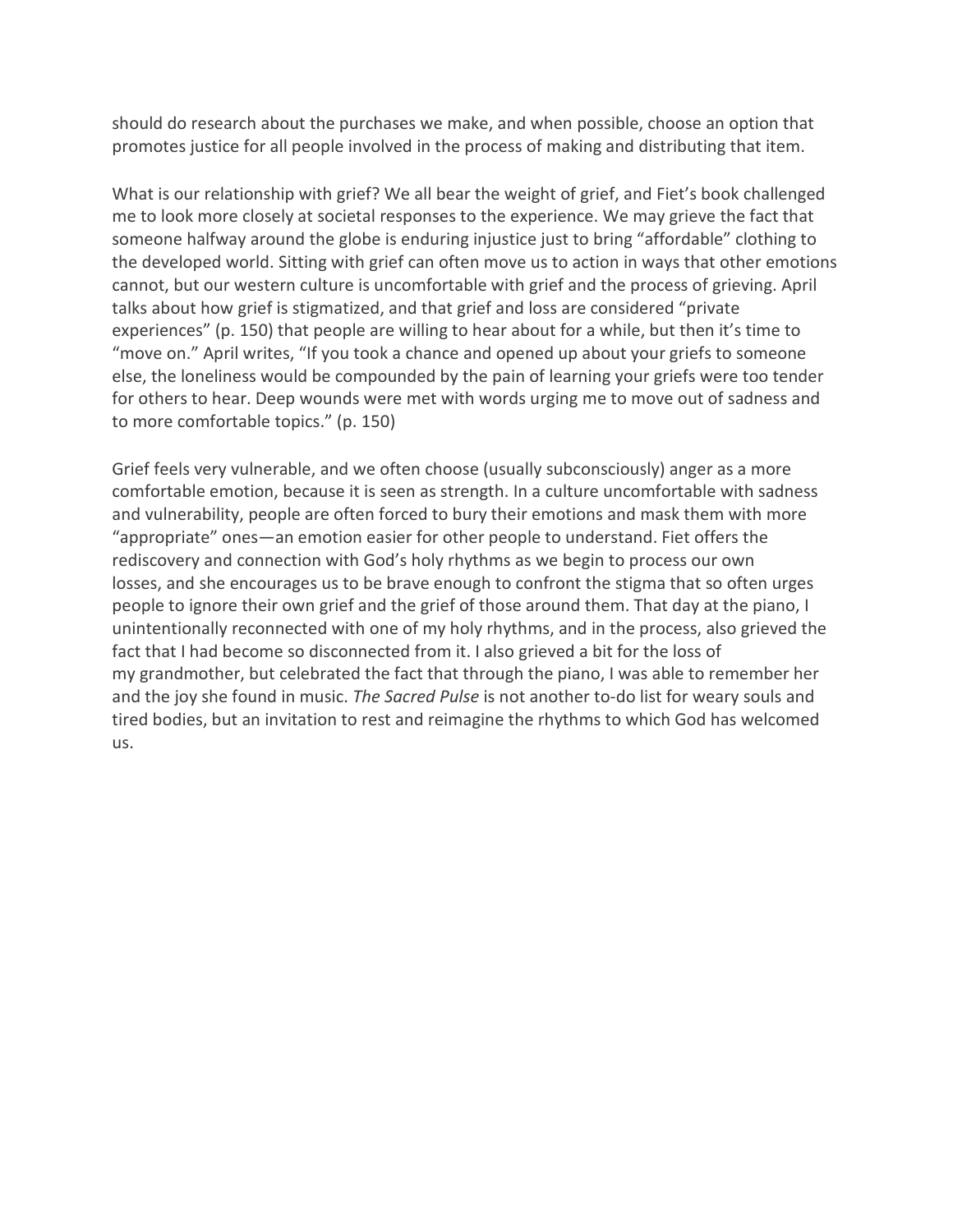should do research about the purchases we make, and when possible, choose an option that promotes justice for all people involved in the process of making and distributing that item.

What is our relationship with grief? We all bear the weight of grief, and Fiet's book challenged me to look more closely at societal responses to the experience. We may grieve the fact that someone halfway around the globe is enduring injustice just to bring "affordable" clothing to the developed world. Sitting with grief can often move us to action in ways that other emotions cannot, but our western culture is uncomfortable with grief and the process of grieving. April talks about how grief is stigmatized, and that grief and loss are considered "private experiences" (p. 150) that people are willing to hear about for a while, but then it's time to "move on." April writes, "If you took a chance and opened up about your griefs to someone else, the loneliness would be compounded by the pain of learning your griefs were too tender for others to hear. Deep wounds were met with words urging me to move out of sadness and to more comfortable topics." (p. 150)

Grief feels very vulnerable, and we often choose (usually subconsciously) anger as a more comfortable emotion, because it is seen as strength. In a culture uncomfortable with sadness and vulnerability, people are often forced to bury their emotions and mask them with more "appropriate" ones—an emotion easier for other people to understand. Fiet offers the rediscovery and connection with God's holy rhythms as we begin to process our own losses, and she encourages us to be brave enough to confront the stigma that so often urges people to ignore their own grief and the grief of those around them. That day at the piano, I unintentionally reconnected with one of my holy rhythms, and in the process, also grieved the fact that I had become so disconnected from it. I also grieved a bit for the loss of my grandmother, but celebrated the fact that through the piano, I was able to remember her and the joy she found in music. *The Sacred Pulse* is not another to-do list for weary souls and tired bodies, but an invitation to rest and reimagine the rhythms to which God has welcomed us.